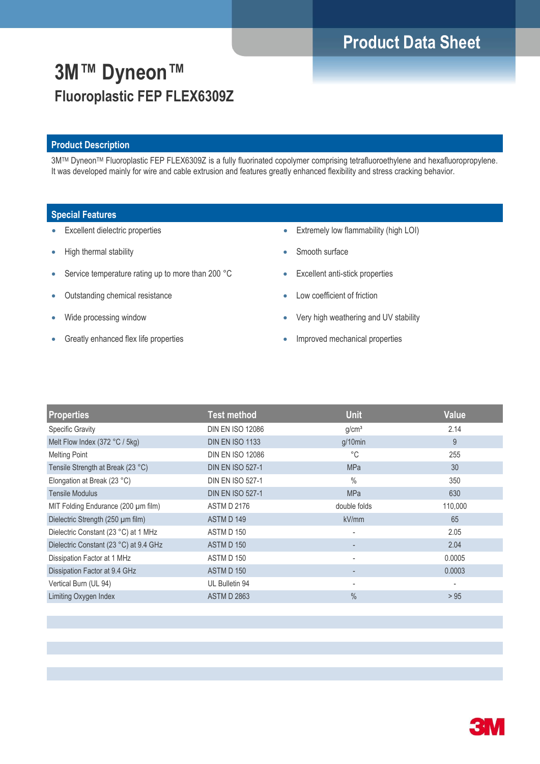# Product Data Sheet

# 3M™ Dyneon™

## Fluoroplastic FEP FLEX6309Z

### Product Description

3M™ Dyneon™ Fluoroplastic FEP FLEX6309Z is a fully fluorinated copolymer comprising tetrafluoroethylene and hexafluoropropylene. It was developed mainly for wire and cable extrusion and features greatly enhanced flexibility and stress cracking behavior.

### Special Features

- Excellent dielectric properties
- High thermal stability
- Service temperature rating up to more than 200 °C
- Outstanding chemical resistance
- Wide processing window
- Greatly enhanced flex life properties
- Extremely low flammability (high LOI)
- Smooth surface
- Excellent anti-stick properties
- Low coefficient of friction
- Very high weathering and UV stability
- Improved mechanical properties

| Properties | Test method | Unit | Value |
|---|---|---|---|
| Specific Gravity | DIN EN ISO 12086 | g/cm³ | 2.14 |
| Melt Flow Index (372 °C / 5kg) | DIN EN ISO 1133 | g/10min | 9 |
| Melting Point | DIN EN ISO 12086 | °C | 255 |
| Tensile Strength at Break (23 °C) | DIN EN ISO 527-1 | MPa | 30 |
| Elongation at Break (23 °C) | DIN EN ISO 527-1 | % | 350 |
| Tensile Modulus | DIN EN ISO 527-1 | MPa | 630 |
| MIT Folding Endurance (200 µm film) | ASTM D 2176 | double folds | 110,000 |
| Dielectric Strength (250 µm film) | ASTM D 149 | kV/mm | 65 |
| Dielectric Constant (23 °C) at 1 MHz | ASTM D 150 | - | 2.05 |
| Dielectric Constant (23 °C) at 9.4 GHz | ASTM D 150 | - | 2.04 |
| Dissipation Factor at 1 MHz | ASTM D 150 | - | 0.0005 |
| Dissipation Factor at 9.4 GHz | ASTM D 150 | - | 0.0003 |
| Vertical Burn (UL 94) | UL Bulletin 94 | - | - |
| Limiting Oxygen Index | ASTM D 2863 | % | > 95 |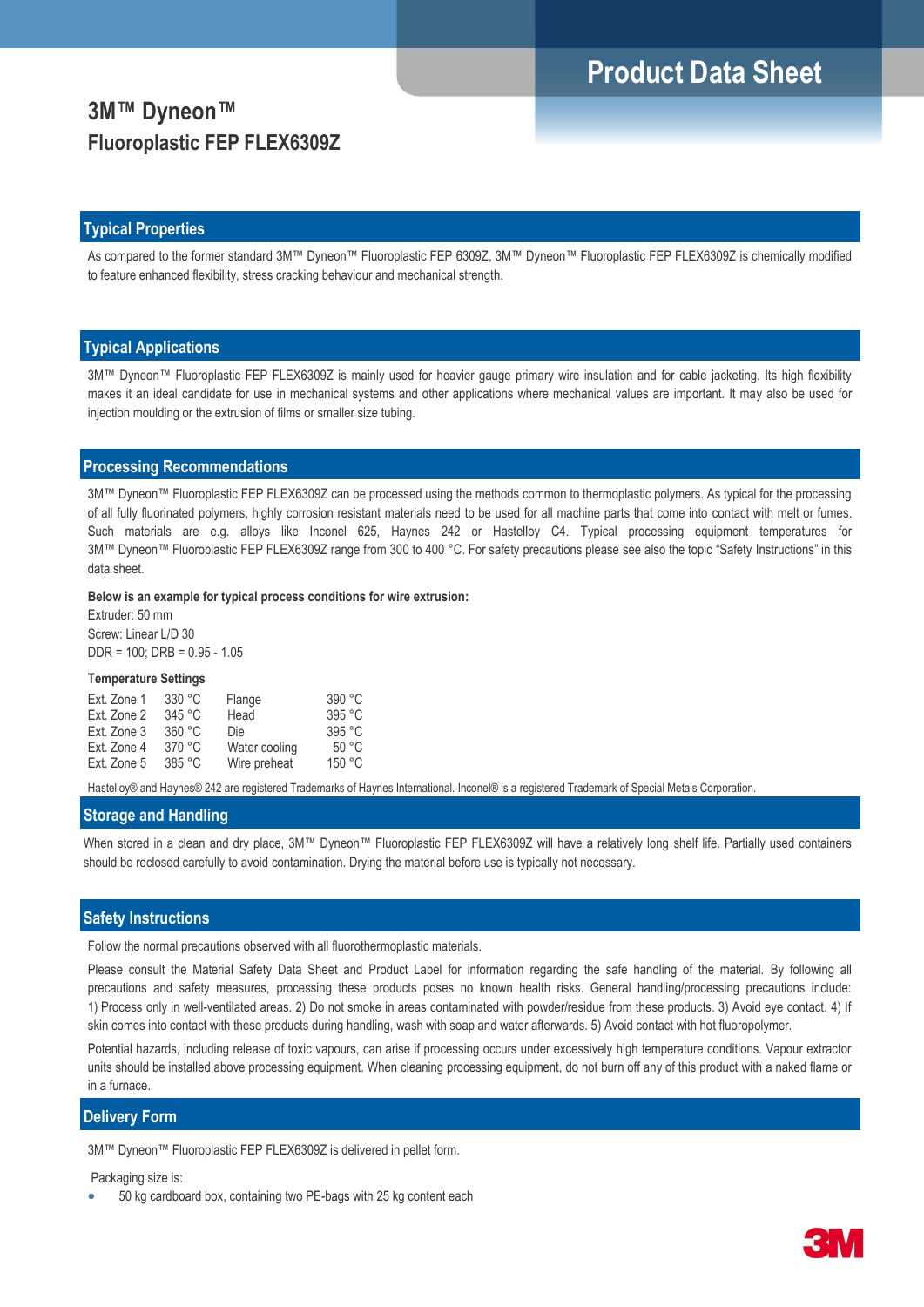# 3M™ Dyneon™
## Fluoroplastic FEP FLEX6309Z

## Typical Properties

As compared to the former standard 3M™ Dyneon™ Fluoroplastic FEP 6309Z, 3M™ Dyneon™ Fluoroplastic FEP FLEX6309Z is chemically modified to feature enhanced flexibility, stress cracking behaviour and mechanical strength.

## Typical Applications

3M™ Dyneon™ Fluoroplastic FEP FLEX6309Z is mainly used for heavier gauge primary wire insulation and for cable jacketing. Its high flexibility makes it an ideal candidate for use in mechanical systems and other applications where mechanical values are important. It may also be used for injection moulding or the extrusion of films or smaller size tubing.

## Processing Recommendations

3M™ Dyneon™ Fluoroplastic FEP FLEX6309Z can be processed using the methods common to thermoplastic polymers. As typical for the processing of all fully fluorinated polymers, highly corrosion resistant materials need to be used for all machine parts that come into contact with melt or fumes. Such materials are e.g. alloys like Inconel 625, Haynes 242 or Hastelloy C4. Typical processing equipment temperatures for 3M™ Dyneon™ Fluoroplastic FEP FLEX6309Z range from 300 to 400 °C. For safety precautions please see also the topic "Safety Instructions" in this data sheet.

**Below is an example for typical process conditions for wire extrusion:**

Extruder: 50 mm
Screw: Linear L/D 30
DDR = 100; DRB = 0.95 - 1.05

**Temperature Settings**

| | | | |
|---|---|---|---|
| Ext. Zone 1 | 330 °C | Flange | 390 °C |
| Ext. Zone 2 | 345 °C | Head | 395 °C |
| Ext. Zone 3 | 360 °C | Die | 395 °C |
| Ext. Zone 4 | 370 °C | Water cooling | 50 °C |
| Ext. Zone 5 | 385 °C | Wire preheat | 150 °C |

Hastelloy® and Haynes® 242 are registered Trademarks of Haynes International. Inconel® is a registered Trademark of Special Metals Corporation.

## Storage and Handling

When stored in a clean and dry place, 3M™ Dyneon™ Fluoroplastic FEP FLEX6309Z will have a relatively long shelf life. Partially used containers should be reclosed carefully to avoid contamination. Drying the material before use is typically not necessary.

## Safety Instructions

Follow the normal precautions observed with all fluorothermoplastic materials.

Please consult the Material Safety Data Sheet and Product Label for information regarding the safe handling of the material. By following all precautions and safety measures, processing these products poses no known health risks. General handling/processing precautions include: 1) Process only in well-ventilated areas. 2) Do not smoke in areas contaminated with powder/residue from these products. 3) Avoid eye contact. 4) If skin comes into contact with these products during handling, wash with soap and water afterwards. 5) Avoid contact with hot fluoropolymer.

Potential hazards, including release of toxic vapours, can arise if processing occurs under excessively high temperature conditions. Vapour extractor units should be installed above processing equipment. When cleaning processing equipment, do not burn off any of this product with a naked flame or in a furnace.

## Delivery Form

3M™ Dyneon™ Fluoroplastic FEP FLEX6309Z is delivered in pellet form.

Packaging size is:

- 50 kg cardboard box, containing two PE-bags with 25 kg content each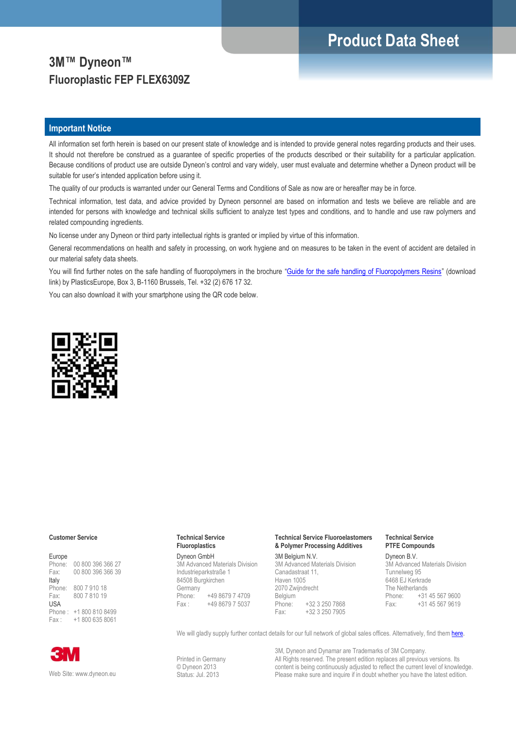# Product Data Sheet

## 3M™ Dyneon™
## Fluoroplastic FEP FLEX6309Z

### Important Notice

All information set forth herein is based on our present state of knowledge and is intended to provide general notes regarding products and their uses. It should not therefore be construed as a guarantee of specific properties of the products described or their suitability for a particular application. Because conditions of product use are outside Dyneon's control and vary widely, user must evaluate and determine whether a Dyneon product will be suitable for user's intended application before using it.

The quality of our products is warranted under our General Terms and Conditions of Sale as now are or hereafter may be in force.

Technical information, test data, and advice provided by Dyneon personnel are based on information and tests we believe are reliable and are intended for persons with knowledge and technical skills sufficient to analyze test types and conditions, and to handle and use raw polymers and related compounding ingredients.

No license under any Dyneon or third party intellectual rights is granted or implied by virtue of this information.

General recommendations on health and safety in processing, on work hygiene and on measures to be taken in the event of accident are detailed in our material safety data sheets.

You will find further notes on the safe handling of fluoropolymers in the brochure "Guide for the safe handling of Fluoropolymers Resins" (download link) by PlasticsEurope, Box 3, B-1160 Brussels, Tel. +32 (2) 676 17 32.

You can also download it with your smartphone using the QR code below.

**Customer Service**

Europe
Phone: 00 800 396 366 27
Fax: 00 800 396 366 39
Italy
Phone: 800 7 910 18
Fax: 800 7 810 19
USA
Phone : +1 800 810 8499
Fax : +1 800 635 8061

**Technical Service Fluoroplastics**

Dyneon GmbH
3M Advanced Materials Division
Industrieparkstraße 1
84508 Burgkirchen
Germany
Phone: +49 8679 7 4709
Fax : +49 8679 7 5037

**Technical Service Fluoroelastomers & Polymer Processing Additives**

3M Belgium N.V.
3M Advanced Materials Division
Canadastraat 11,
Haven 1005
2070 Zwijndrecht
Belgium
Phone: +32 3 250 7868
Fax: +32 3 250 7905

**Technical Service PTFE Compounds**

Dyneon B.V.
3M Advanced Materials Division
Tunnelweg 95
6468 EJ Kerkrade
The Netherlands
Phone: +31 45 567 9600
Fax: +31 45 567 9619

We will gladly supply further contact details for our full network of global sales offices. Alternatively, find them here.

3M

Web Site: www.dyneon.eu

Printed in Germany
© Dyneon 2013
Status: Jul. 2013

3M, Dyneon and Dynamar are Trademarks of 3M Company.
All Rights reserved. The present edition replaces all previous versions. Its content is being continuously adjusted to reflect the current level of knowledge. Please make sure and inquire if in doubt whether you have the latest edition.